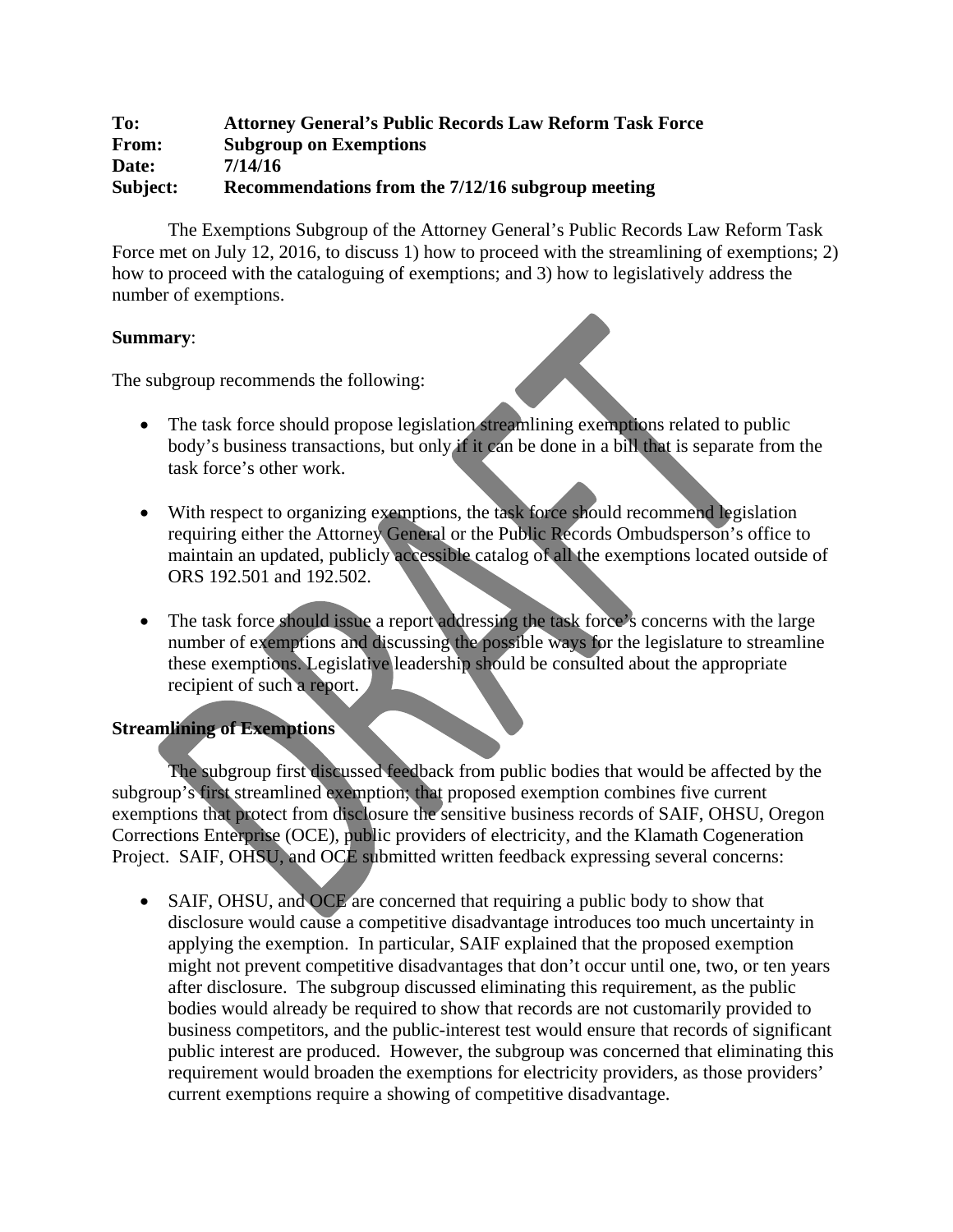**To:** **Attorney General's Public Records Law Reform Task Force**
**From:** **Subgroup on Exemptions**
**Date:** **7/14/16**
**Subject:** **Recommendations from the 7/12/16 subgroup meeting**

The Exemptions Subgroup of the Attorney General's Public Records Law Reform Task Force met on July 12, 2016, to discuss 1) how to proceed with the streamlining of exemptions; 2) how to proceed with the cataloguing of exemptions; and 3) how to legislatively address the number of exemptions.

**Summary**:

The subgroup recommends the following:

- The task force should propose legislation streamlining exemptions related to public body's business transactions, but only if it can be done in a bill that is separate from the task force's other work.

- With respect to organizing exemptions, the task force should recommend legislation requiring either the Attorney General or the Public Records Ombudsperson's office to maintain an updated, publicly accessible catalog of all the exemptions located outside of ORS 192.501 and 192.502.

- The task force should issue a report addressing the task force's concerns with the large number of exemptions and discussing the possible ways for the legislature to streamline these exemptions. Legislative leadership should be consulted about the appropriate recipient of such a report.

**Streamlining of Exemptions**

The subgroup first discussed feedback from public bodies that would be affected by the subgroup's first streamlined exemption; that proposed exemption combines five current exemptions that protect from disclosure the sensitive business records of SAIF, OHSU, Oregon Corrections Enterprise (OCE), public providers of electricity, and the Klamath Cogeneration Project. SAIF, OHSU, and OCE submitted written feedback expressing several concerns:

- SAIF, OHSU, and OCE are concerned that requiring a public body to show that disclosure would cause a competitive disadvantage introduces too much uncertainty in applying the exemption. In particular, SAIF explained that the proposed exemption might not prevent competitive disadvantages that don't occur until one, two, or ten years after disclosure. The subgroup discussed eliminating this requirement, as the public bodies would already be required to show that records are not customarily provided to business competitors, and the public-interest test would ensure that records of significant public interest are produced. However, the subgroup was concerned that eliminating this requirement would broaden the exemptions for electricity providers, as those providers' current exemptions require a showing of competitive disadvantage.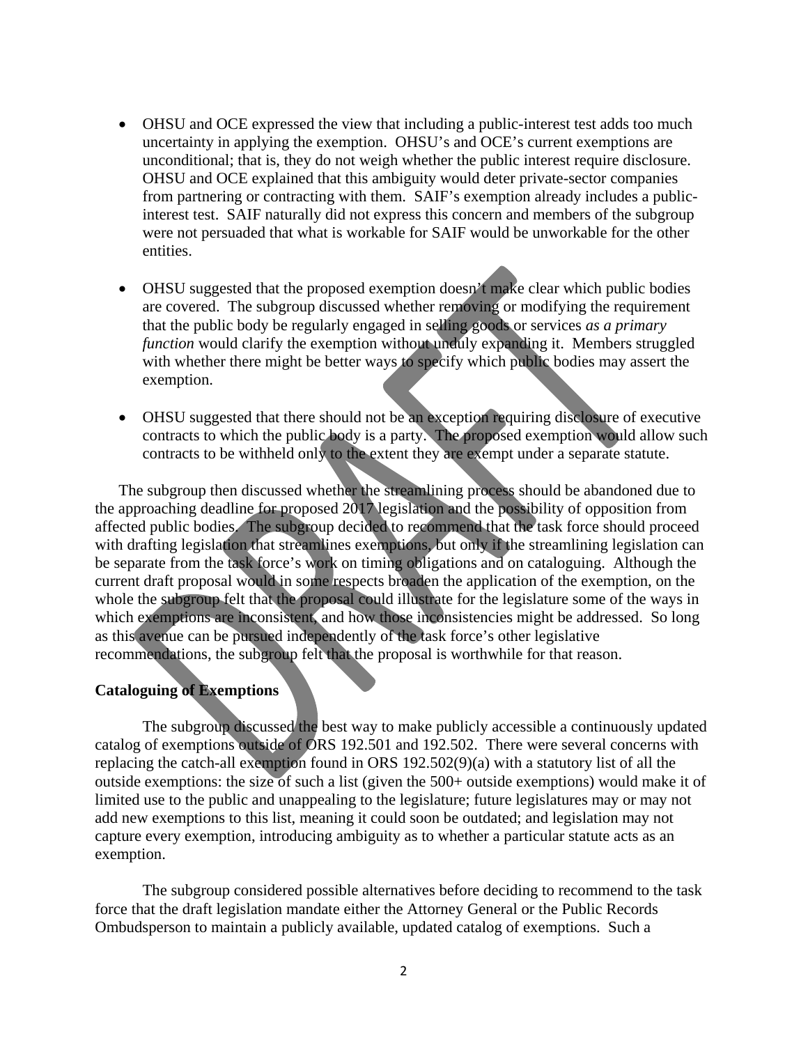- OHSU and OCE expressed the view that including a public-interest test adds too much uncertainty in applying the exemption. OHSU's and OCE's current exemptions are unconditional; that is, they do not weigh whether the public interest require disclosure. OHSU and OCE explained that this ambiguity would deter private-sector companies from partnering or contracting with them. SAIF's exemption already includes a public-interest test. SAIF naturally did not express this concern and members of the subgroup were not persuaded that what is workable for SAIF would be unworkable for the other entities.

- OHSU suggested that the proposed exemption doesn't make clear which public bodies are covered. The subgroup discussed whether removing or modifying the requirement that the public body be regularly engaged in selling goods or services *as a primary function* would clarify the exemption without unduly expanding it. Members struggled with whether there might be better ways to specify which public bodies may assert the exemption.

- OHSU suggested that there should not be an exception requiring disclosure of executive contracts to which the public body is a party. The proposed exemption would allow such contracts to be withheld only to the extent they are exempt under a separate statute.

The subgroup then discussed whether the streamlining process should be abandoned due to the approaching deadline for proposed 2017 legislation and the possibility of opposition from affected public bodies. The subgroup decided to recommend that the task force should proceed with drafting legislation that streamlines exemptions, but only if the streamlining legislation can be separate from the task force's work on timing obligations and on cataloguing. Although the current draft proposal would in some respects broaden the application of the exemption, on the whole the subgroup felt that the proposal could illustrate for the legislature some of the ways in which exemptions are inconsistent, and how those inconsistencies might be addressed. So long as this avenue can be pursued independently of the task force's other legislative recommendations, the subgroup felt that the proposal is worthwhile for that reason.

**Cataloguing of Exemptions**

The subgroup discussed the best way to make publicly accessible a continuously updated catalog of exemptions outside of ORS 192.501 and 192.502. There were several concerns with replacing the catch-all exemption found in ORS 192.502(9)(a) with a statutory list of all the outside exemptions: the size of such a list (given the 500+ outside exemptions) would make it of limited use to the public and unappealing to the legislature; future legislatures may or may not add new exemptions to this list, meaning it could soon be outdated; and legislation may not capture every exemption, introducing ambiguity as to whether a particular statute acts as an exemption.

The subgroup considered possible alternatives before deciding to recommend to the task force that the draft legislation mandate either the Attorney General or the Public Records Ombudsperson to maintain a publicly available, updated catalog of exemptions. Such a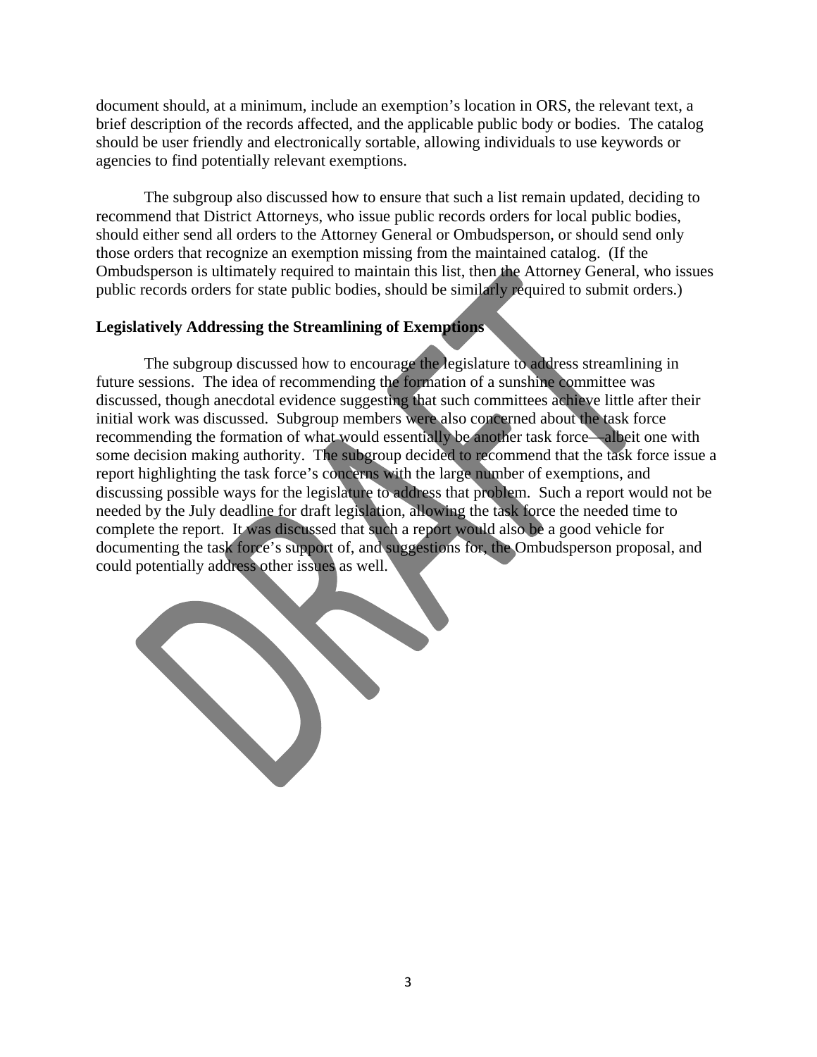document should, at a minimum, include an exemption's location in ORS, the relevant text, a brief description of the records affected, and the applicable public body or bodies. The catalog should be user friendly and electronically sortable, allowing individuals to use keywords or agencies to find potentially relevant exemptions.

The subgroup also discussed how to ensure that such a list remain updated, deciding to recommend that District Attorneys, who issue public records orders for local public bodies, should either send all orders to the Attorney General or Ombudsperson, or should send only those orders that recognize an exemption missing from the maintained catalog. (If the Ombudsperson is ultimately required to maintain this list, then the Attorney General, who issues public records orders for state public bodies, should be similarly required to submit orders.)

**Legislatively Addressing the Streamlining of Exemptions**

The subgroup discussed how to encourage the legislature to address streamlining in future sessions. The idea of recommending the formation of a sunshine committee was discussed, though anecdotal evidence suggesting that such committees achieve little after their initial work was discussed. Subgroup members were also concerned about the task force recommending the formation of what would essentially be another task force—albeit one with some decision making authority. The subgroup decided to recommend that the task force issue a report highlighting the task force's concerns with the large number of exemptions, and discussing possible ways for the legislature to address that problem. Such a report would not be needed by the July deadline for draft legislation, allowing the task force the needed time to complete the report. It was discussed that such a report would also be a good vehicle for documenting the task force's support of, and suggestions for, the Ombudsperson proposal, and could potentially address other issues as well.